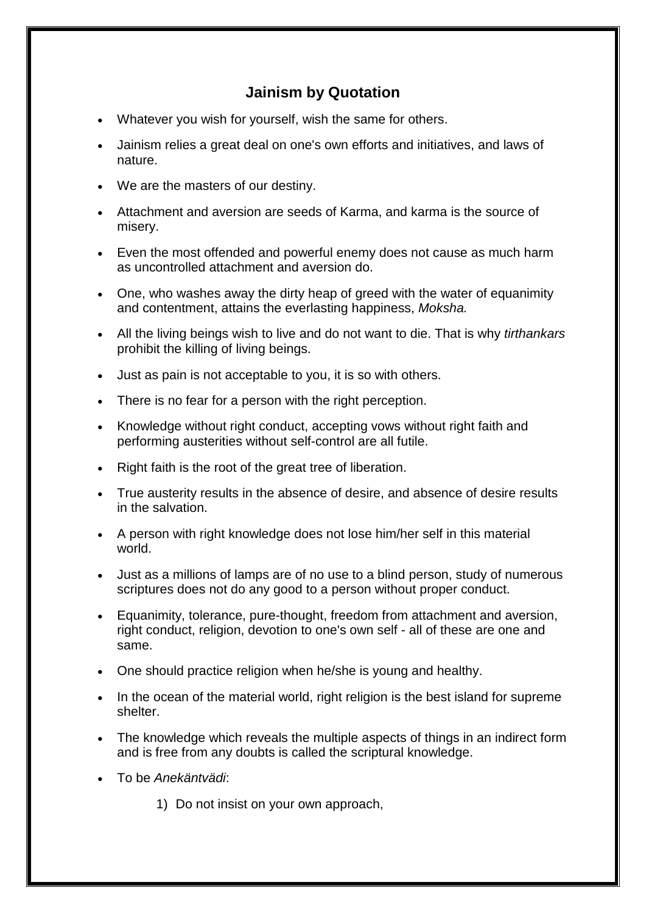## Jainism by Quotation

- Whatever you wish for yourself, wish the same for others.
- Jainism relies a great deal on one's own efforts and initiatives, and laws of nature.
- We are the masters of our destiny.
- Attachment and aversion are seeds of Karma, and karma is the source of misery.
- Even the most offended and powerful enemy does not cause as much harm as uncontrolled attachment and aversion do.
- One, who washes away the dirty heap of greed with the water of equanimity and contentment, attains the everlasting happiness, *Moksha.*
- All the living beings wish to live and do not want to die. That is why *tirthankars* prohibit the killing of living beings.
- Just as pain is not acceptable to you, it is so with others.
- There is no fear for a person with the right perception.
- Knowledge without right conduct, accepting vows without right faith and performing austerities without self-control are all futile.
- Right faith is the root of the great tree of liberation.
- True austerity results in the absence of desire, and absence of desire results in the salvation.
- A person with right knowledge does not lose him/her self in this material world.
- Just as a millions of lamps are of no use to a blind person, study of numerous scriptures does not do any good to a person without proper conduct.
- Equanimity, tolerance, pure-thought, freedom from attachment and aversion, right conduct, religion, devotion to one's own self - all of these are one and same.
- One should practice religion when he/she is young and healthy.
- In the ocean of the material world, right religion is the best island for supreme shelter.
- The knowledge which reveals the multiple aspects of things in an indirect form and is free from any doubts is called the scriptural knowledge.
- To be *Anekäntvädi*:
    1) Do not insist on your own approach,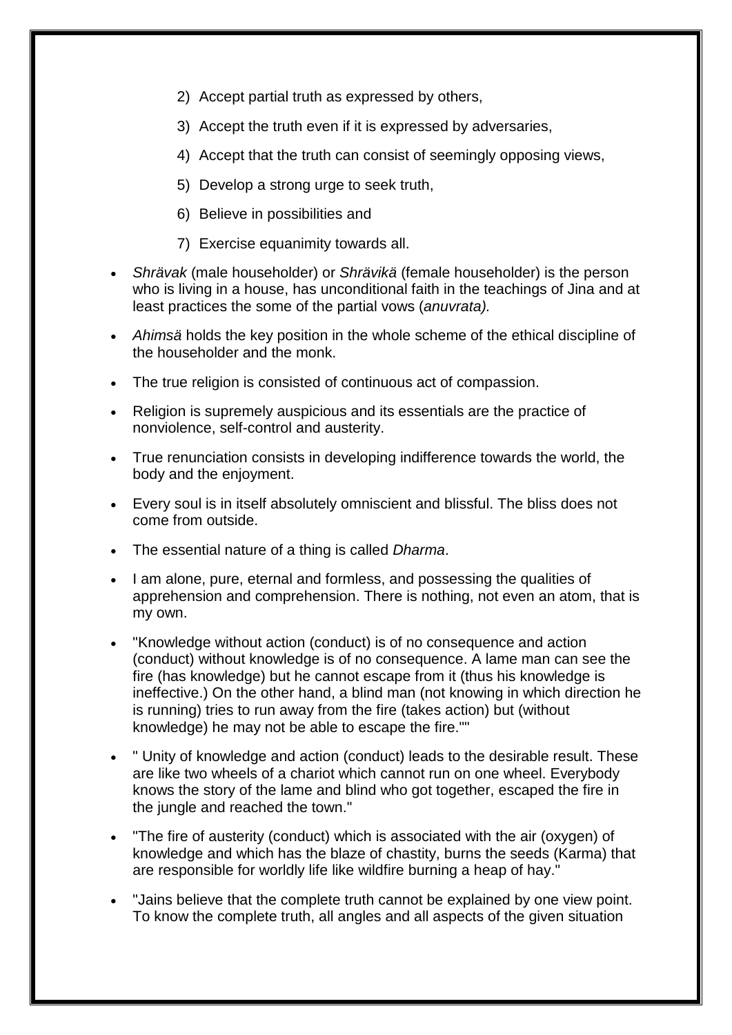2) Accept partial truth as expressed by others,

3) Accept the truth even if it is expressed by adversaries,

4) Accept that the truth can consist of seemingly opposing views,

5) Develop a strong urge to seek truth,

6) Believe in possibilities and

7) Exercise equanimity towards all.

- *Shrävak* (male householder) or *Shrävikä* (female householder) is the person who is living in a house, has unconditional faith in the teachings of Jina and at least practices the some of the partial vows (*anuvrata).*
- *Ahimsä* holds the key position in the whole scheme of the ethical discipline of the householder and the monk.
- The true religion is consisted of continuous act of compassion.
- Religion is supremely auspicious and its essentials are the practice of nonviolence, self-control and austerity.
- True renunciation consists in developing indifference towards the world, the body and the enjoyment.
- Every soul is in itself absolutely omniscient and blissful. The bliss does not come from outside.
- The essential nature of a thing is called *Dharma*.
- I am alone, pure, eternal and formless, and possessing the qualities of apprehension and comprehension. There is nothing, not even an atom, that is my own.
- "Knowledge without action (conduct) is of no consequence and action (conduct) without knowledge is of no consequence. A lame man can see the fire (has knowledge) but he cannot escape from it (thus his knowledge is ineffective.) On the other hand, a blind man (not knowing in which direction he is running) tries to run away from the fire (takes action) but (without knowledge) he may not be able to escape the fire.""
- " Unity of knowledge and action (conduct) leads to the desirable result. These are like two wheels of a chariot which cannot run on one wheel. Everybody knows the story of the lame and blind who got together, escaped the fire in the jungle and reached the town."
- "The fire of austerity (conduct) which is associated with the air (oxygen) of knowledge and which has the blaze of chastity, burns the seeds (Karma) that are responsible for worldly life like wildfire burning a heap of hay."
- "Jains believe that the complete truth cannot be explained by one view point. To know the complete truth, all angles and all aspects of the given situation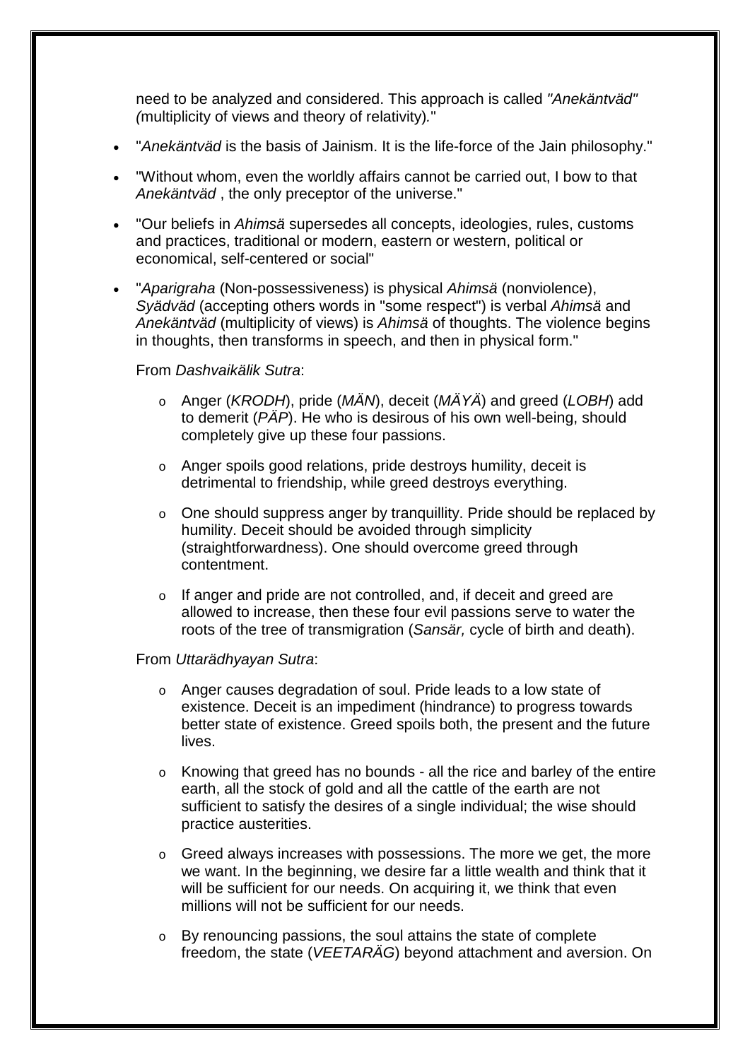need to be analyzed and considered. This approach is called *"Anekäntväd" (*multiplicity of views and theory of relativity)*.*"

- "*Anekäntväd* is the basis of Jainism. It is the life-force of the Jain philosophy."
- "Without whom, even the worldly affairs cannot be carried out, I bow to that *Anekäntväd* , the only preceptor of the universe."
- "Our beliefs in *Ahimsä* supersedes all concepts, ideologies, rules, customs and practices, traditional or modern, eastern or western, political or economical, self-centered or social"
- "*Aparigraha* (Non-possessiveness) is physical *Ahimsä* (nonviolence), *Syädväd* (accepting others words in "some respect") is verbal *Ahimsä* and *Anekäntväd* (multiplicity of views) is *Ahimsä* of thoughts. The violence begins in thoughts, then transforms in speech, and then in physical form."

  From *Dashvaikälik Sutra*:

  - Anger (*KRODH*), pride (*MÄN*), deceit (*MÄYÄ*) and greed (*LOBH*) add to demerit (*PÄP*). He who is desirous of his own well-being, should completely give up these four passions.
  - Anger spoils good relations, pride destroys humility, deceit is detrimental to friendship, while greed destroys everything.
  - One should suppress anger by tranquillity. Pride should be replaced by humility. Deceit should be avoided through simplicity (straightforwardness). One should overcome greed through contentment.
  - If anger and pride are not controlled, and, if deceit and greed are allowed to increase, then these four evil passions serve to water the roots of the tree of transmigration (*Sansär,* cycle of birth and death).

  From *Uttarädhyayan Sutra*:

  - Anger causes degradation of soul. Pride leads to a low state of existence. Deceit is an impediment (hindrance) to progress towards better state of existence. Greed spoils both, the present and the future lives.
  - Knowing that greed has no bounds - all the rice and barley of the entire earth, all the stock of gold and all the cattle of the earth are not sufficient to satisfy the desires of a single individual; the wise should practice austerities.
  - Greed always increases with possessions. The more we get, the more we want. In the beginning, we desire far a little wealth and think that it will be sufficient for our needs. On acquiring it, we think that even millions will not be sufficient for our needs.
  - By renouncing passions, the soul attains the state of complete freedom, the state (*VEETARÄG*) beyond attachment and aversion. On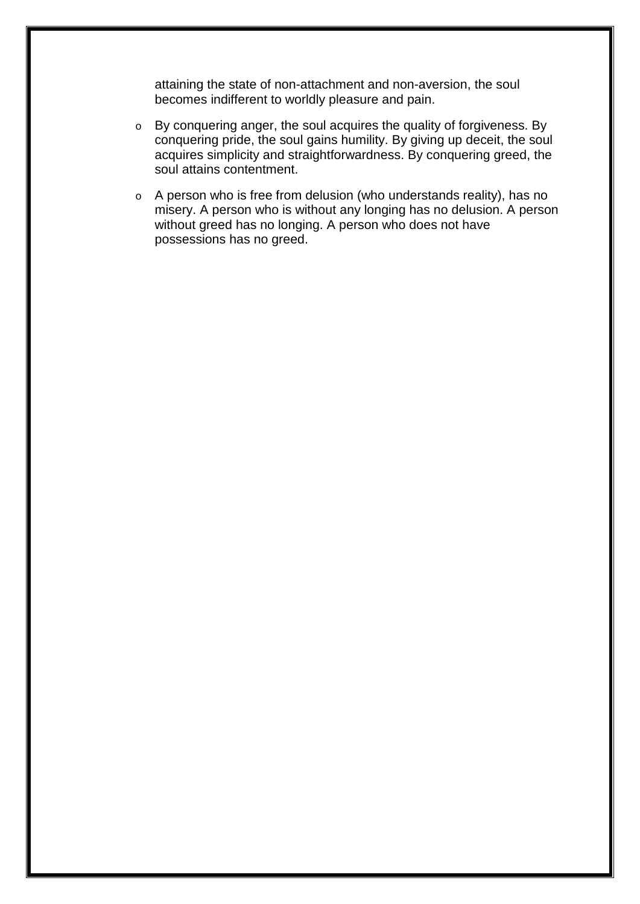attaining the state of non-attachment and non-aversion, the soul becomes indifferent to worldly pleasure and pain.

- By conquering anger, the soul acquires the quality of forgiveness. By conquering pride, the soul gains humility. By giving up deceit, the soul acquires simplicity and straightforwardness. By conquering greed, the soul attains contentment.
- A person who is free from delusion (who understands reality), has no misery. A person who is without any longing has no delusion. A person without greed has no longing. A person who does not have possessions has no greed.